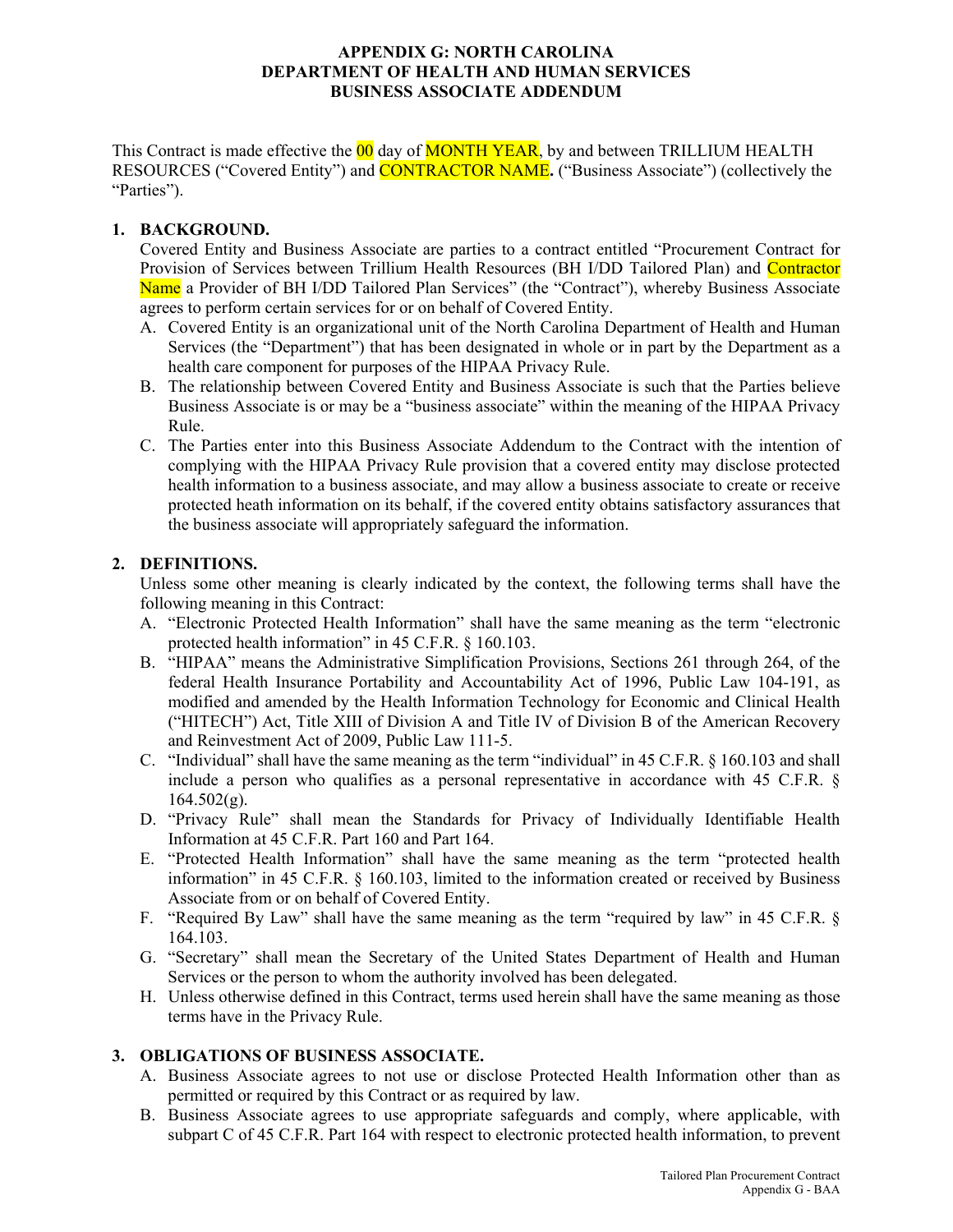# APPENDIX G: NORTH CAROLINA DEPARTMENT OF HEALTH AND HUMAN SERVICES BUSINESS ASSOCIATE ADDENDUM

This Contract is made effective the 00 day of MONTH YEAR, by and between TRILLIUM HEALTH RESOURCES ("Covered Entity") and CONTRACTOR NAME**.** ("Business Associate") (collectively the "Parties").

**1. BACKGROUND.**

Covered Entity and Business Associate are parties to a contract entitled "Procurement Contract for Provision of Services between Trillium Health Resources (BH I/DD Tailored Plan) and Contractor Name a Provider of BH I/DD Tailored Plan Services" (the "Contract"), whereby Business Associate agrees to perform certain services for or on behalf of Covered Entity.

A. Covered Entity is an organizational unit of the North Carolina Department of Health and Human Services (the "Department") that has been designated in whole or in part by the Department as a health care component for purposes of the HIPAA Privacy Rule.

B. The relationship between Covered Entity and Business Associate is such that the Parties believe Business Associate is or may be a "business associate" within the meaning of the HIPAA Privacy Rule.

C. The Parties enter into this Business Associate Addendum to the Contract with the intention of complying with the HIPAA Privacy Rule provision that a covered entity may disclose protected health information to a business associate, and may allow a business associate to create or receive protected heath information on its behalf, if the covered entity obtains satisfactory assurances that the business associate will appropriately safeguard the information.

**2. DEFINITIONS.**

Unless some other meaning is clearly indicated by the context, the following terms shall have the following meaning in this Contract:

A. "Electronic Protected Health Information" shall have the same meaning as the term "electronic protected health information" in 45 C.F.R. § 160.103.

B. "HIPAA" means the Administrative Simplification Provisions, Sections 261 through 264, of the federal Health Insurance Portability and Accountability Act of 1996, Public Law 104-191, as modified and amended by the Health Information Technology for Economic and Clinical Health ("HITECH") Act, Title XIII of Division A and Title IV of Division B of the American Recovery and Reinvestment Act of 2009, Public Law 111-5.

C. "Individual" shall have the same meaning as the term "individual" in 45 C.F.R. § 160.103 and shall include a person who qualifies as a personal representative in accordance with 45 C.F.R. § 164.502(g).

D. "Privacy Rule" shall mean the Standards for Privacy of Individually Identifiable Health Information at 45 C.F.R. Part 160 and Part 164.

E. "Protected Health Information" shall have the same meaning as the term "protected health information" in 45 C.F.R. § 160.103, limited to the information created or received by Business Associate from or on behalf of Covered Entity.

F. "Required By Law" shall have the same meaning as the term "required by law" in 45 C.F.R. § 164.103.

G. "Secretary" shall mean the Secretary of the United States Department of Health and Human Services or the person to whom the authority involved has been delegated.

H. Unless otherwise defined in this Contract, terms used herein shall have the same meaning as those terms have in the Privacy Rule.

**3. OBLIGATIONS OF BUSINESS ASSOCIATE.**

A. Business Associate agrees to not use or disclose Protected Health Information other than as permitted or required by this Contract or as required by law.

B. Business Associate agrees to use appropriate safeguards and comply, where applicable, with subpart C of 45 C.F.R. Part 164 with respect to electronic protected health information, to prevent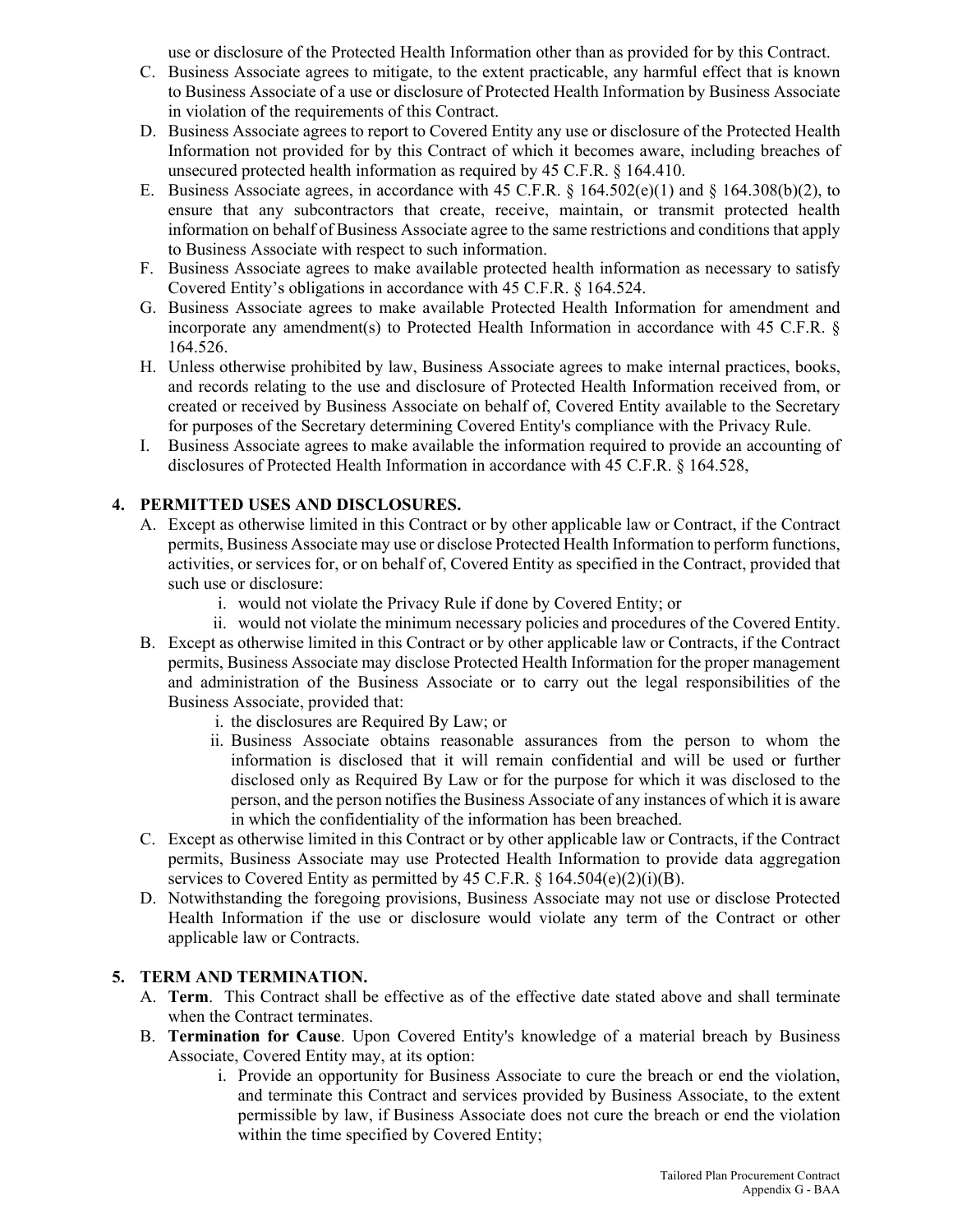use or disclosure of the Protected Health Information other than as provided for by this Contract.

C. Business Associate agrees to mitigate, to the extent practicable, any harmful effect that is known to Business Associate of a use or disclosure of Protected Health Information by Business Associate in violation of the requirements of this Contract.

D. Business Associate agrees to report to Covered Entity any use or disclosure of the Protected Health Information not provided for by this Contract of which it becomes aware, including breaches of unsecured protected health information as required by 45 C.F.R. § 164.410.

E. Business Associate agrees, in accordance with 45 C.F.R. § 164.502(e)(1) and § 164.308(b)(2), to ensure that any subcontractors that create, receive, maintain, or transmit protected health information on behalf of Business Associate agree to the same restrictions and conditions that apply to Business Associate with respect to such information.

F. Business Associate agrees to make available protected health information as necessary to satisfy Covered Entity's obligations in accordance with 45 C.F.R. § 164.524.

G. Business Associate agrees to make available Protected Health Information for amendment and incorporate any amendment(s) to Protected Health Information in accordance with 45 C.F.R. § 164.526.

H. Unless otherwise prohibited by law, Business Associate agrees to make internal practices, books, and records relating to the use and disclosure of Protected Health Information received from, or created or received by Business Associate on behalf of, Covered Entity available to the Secretary for purposes of the Secretary determining Covered Entity's compliance with the Privacy Rule.

I. Business Associate agrees to make available the information required to provide an accounting of disclosures of Protected Health Information in accordance with 45 C.F.R. § 164.528,

## 4. PERMITTED USES AND DISCLOSURES.

A. Except as otherwise limited in this Contract or by other applicable law or Contract, if the Contract permits, Business Associate may use or disclose Protected Health Information to perform functions, activities, or services for, or on behalf of, Covered Entity as specified in the Contract, provided that such use or disclosure:

   i. would not violate the Privacy Rule if done by Covered Entity; or
   ii. would not violate the minimum necessary policies and procedures of the Covered Entity.

B. Except as otherwise limited in this Contract or by other applicable law or Contracts, if the Contract permits, Business Associate may disclose Protected Health Information for the proper management and administration of the Business Associate or to carry out the legal responsibilities of the Business Associate, provided that:

   i. the disclosures are Required By Law; or
   ii. Business Associate obtains reasonable assurances from the person to whom the information is disclosed that it will remain confidential and will be used or further disclosed only as Required By Law or for the purpose for which it was disclosed to the person, and the person notifies the Business Associate of any instances of which it is aware in which the confidentiality of the information has been breached.

C. Except as otherwise limited in this Contract or by other applicable law or Contracts, if the Contract permits, Business Associate may use Protected Health Information to provide data aggregation services to Covered Entity as permitted by 45 C.F.R. § 164.504(e)(2)(i)(B).

D. Notwithstanding the foregoing provisions, Business Associate may not use or disclose Protected Health Information if the use or disclosure would violate any term of the Contract or other applicable law or Contracts.

## 5. TERM AND TERMINATION.

A. **Term**. This Contract shall be effective as of the effective date stated above and shall terminate when the Contract terminates.

B. **Termination for Cause**. Upon Covered Entity's knowledge of a material breach by Business Associate, Covered Entity may, at its option:

   i. Provide an opportunity for Business Associate to cure the breach or end the violation, and terminate this Contract and services provided by Business Associate, to the extent permissible by law, if Business Associate does not cure the breach or end the violation within the time specified by Covered Entity;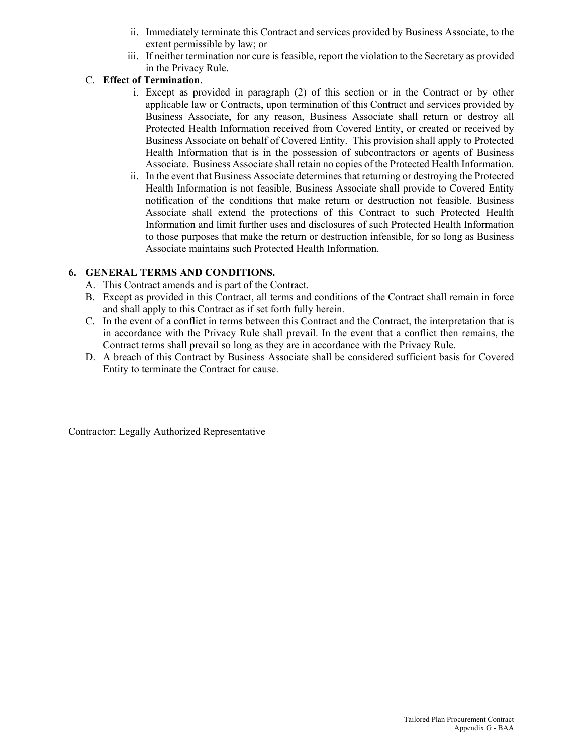ii. Immediately terminate this Contract and services provided by Business Associate, to the extent permissible by law; or

iii. If neither termination nor cure is feasible, report the violation to the Secretary as provided in the Privacy Rule.

C. **Effect of Termination**.

i. Except as provided in paragraph (2) of this section or in the Contract or by other applicable law or Contracts, upon termination of this Contract and services provided by Business Associate, for any reason, Business Associate shall return or destroy all Protected Health Information received from Covered Entity, or created or received by Business Associate on behalf of Covered Entity. This provision shall apply to Protected Health Information that is in the possession of subcontractors or agents of Business Associate. Business Associate shall retain no copies of the Protected Health Information.

ii. In the event that Business Associate determines that returning or destroying the Protected Health Information is not feasible, Business Associate shall provide to Covered Entity notification of the conditions that make return or destruction not feasible. Business Associate shall extend the protections of this Contract to such Protected Health Information and limit further uses and disclosures of such Protected Health Information to those purposes that make the return or destruction infeasible, for so long as Business Associate maintains such Protected Health Information.

**6. GENERAL TERMS AND CONDITIONS.**

A. This Contract amends and is part of the Contract.

B. Except as provided in this Contract, all terms and conditions of the Contract shall remain in force and shall apply to this Contract as if set forth fully herein.

C. In the event of a conflict in terms between this Contract and the Contract, the interpretation that is in accordance with the Privacy Rule shall prevail. In the event that a conflict then remains, the Contract terms shall prevail so long as they are in accordance with the Privacy Rule.

D. A breach of this Contract by Business Associate shall be considered sufficient basis for Covered Entity to terminate the Contract for cause.

Contractor: Legally Authorized Representative